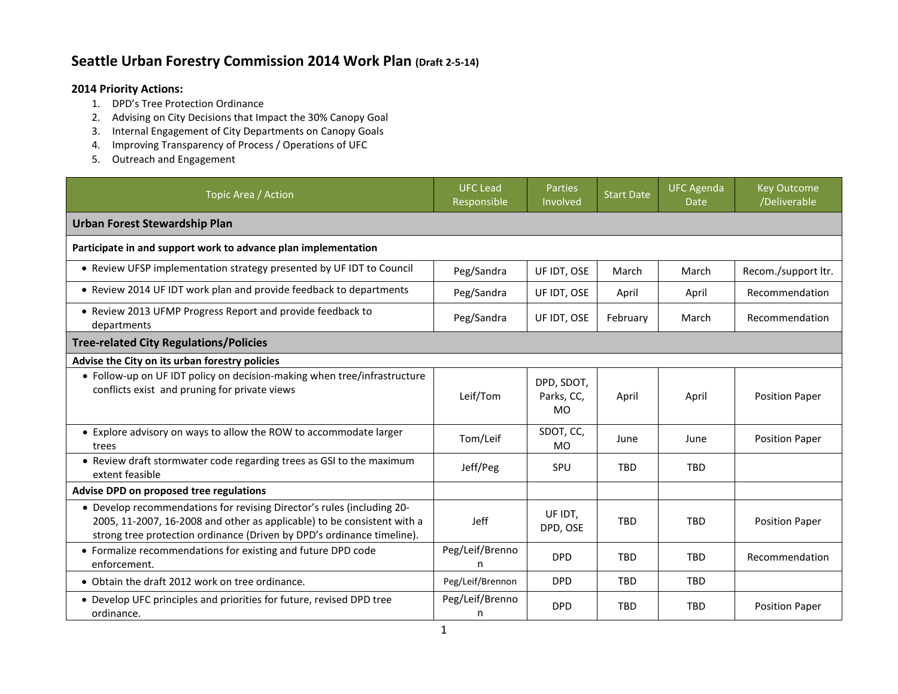# Seattle Urban Forestry Commission 2014 Work Plan (Draft 2-5-14)

**2014 Priority Actions:**

1. DPD's Tree Protection Ordinance
2. Advising on City Decisions that Impact the 30% Canopy Goal
3. Internal Engagement of City Departments on Canopy Goals
4. Improving Transparency of Process / Operations of UFC
5. Outreach and Engagement

| Topic Area / Action | UFC Lead Responsible | Parties Involved | Start Date | UFC Agenda Date | Key Outcome /Deliverable |
|---|---|---|---|---|---|
| **Urban Forest Stewardship Plan** | | | | | |
| **Participate in and support work to advance plan implementation** | | | | | |
| • Review UFSP implementation strategy presented by UF IDT to Council | Peg/Sandra | UF IDT, OSE | March | March | Recom./support ltr. |
| • Review 2014 UF IDT work plan and provide feedback to departments | Peg/Sandra | UF IDT, OSE | April | April | Recommendation |
| • Review 2013 UFMP Progress Report and provide feedback to departments | Peg/Sandra | UF IDT, OSE | February | March | Recommendation |
| **Tree-related City Regulations/Policies** | | | | | |
| **Advise the City on its urban forestry policies** | | | | | |
| • Follow-up on UF IDT policy on decision-making when tree/infrastructure conflicts exist and pruning for private views | Leif/Tom | DPD, SDOT, Parks, CC, MO | April | April | Position Paper |
| • Explore advisory on ways to allow the ROW to accommodate larger trees | Tom/Leif | SDOT, CC, MO | June | June | Position Paper |
| • Review draft stormwater code regarding trees as GSI to the maximum extent feasible | Jeff/Peg | SPU | TBD | TBD | |
| **Advise DPD on proposed tree regulations** | | | | | |
| • Develop recommendations for revising Director's rules (including 20-2005, 11-2007, 16-2008 and other as applicable) to be consistent with a strong tree protection ordinance (Driven by DPD's ordinance timeline). | Jeff | UF IDT, DPD, OSE | TBD | TBD | Position Paper |
| • Formalize recommendations for existing and future DPD code enforcement. | Peg/Leif/Brennon | DPD | TBD | TBD | Recommendation |
| • Obtain the draft 2012 work on tree ordinance. | Peg/Leif/Brennon | DPD | TBD | TBD | |
| • Develop UFC principles and priorities for future, revised DPD tree ordinance. | Peg/Leif/Brennon | DPD | TBD | TBD | Position Paper |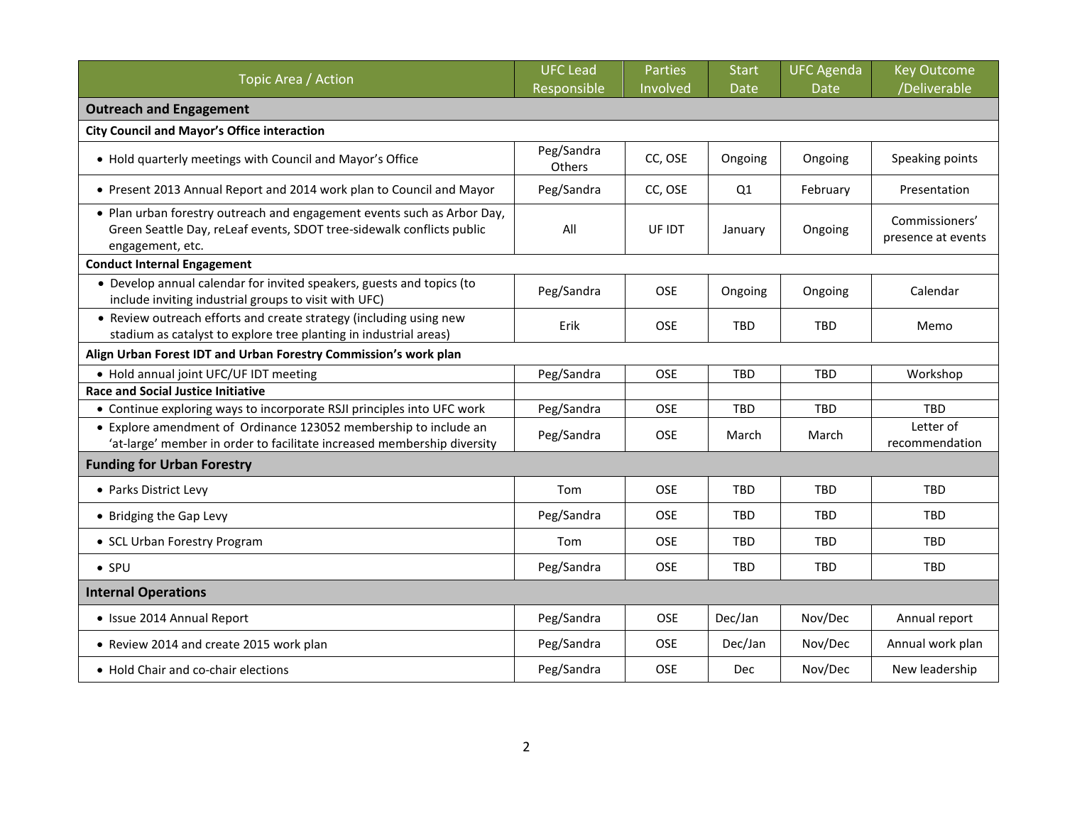| Topic Area / Action | UFC Lead Responsible | Parties Involved | Start Date | UFC Agenda Date | Key Outcome /Deliverable |
|---|---|---|---|---|---|
| **Outreach and Engagement** | | | | | |
| **City Council and Mayor's Office interaction** | | | | | |
| • Hold quarterly meetings with Council and Mayor's Office | Peg/Sandra Others | CC, OSE | Ongoing | Ongoing | Speaking points |
| • Present 2013 Annual Report and 2014 work plan to Council and Mayor | Peg/Sandra | CC, OSE | Q1 | February | Presentation |
| • Plan urban forestry outreach and engagement events such as Arbor Day, Green Seattle Day, reLeaf events, SDOT tree-sidewalk conflicts public engagement, etc. | All | UF IDT | January | Ongoing | Commissioners' presence at events |
| **Conduct Internal Engagement** | | | | | |
| • Develop annual calendar for invited speakers, guests and topics (to include inviting industrial groups to visit with UFC) | Peg/Sandra | OSE | Ongoing | Ongoing | Calendar |
| • Review outreach efforts and create strategy (including using new stadium as catalyst to explore tree planting in industrial areas) | Erik | OSE | TBD | TBD | Memo |
| **Align Urban Forest IDT and Urban Forestry Commission's work plan** | | | | | |
| • Hold annual joint UFC/UF IDT meeting | Peg/Sandra | OSE | TBD | TBD | Workshop |
| **Race and Social Justice Initiative** | | | | | |
| • Continue exploring ways to incorporate RSJI principles into UFC work | Peg/Sandra | OSE | TBD | TBD | TBD |
| • Explore amendment of Ordinance 123052 membership to include an 'at-large' member in order to facilitate increased membership diversity | Peg/Sandra | OSE | March | March | Letter of recommendation |
| **Funding for Urban Forestry** | | | | | |
| • Parks District Levy | Tom | OSE | TBD | TBD | TBD |
| • Bridging the Gap Levy | Peg/Sandra | OSE | TBD | TBD | TBD |
| • SCL Urban Forestry Program | Tom | OSE | TBD | TBD | TBD |
| • SPU | Peg/Sandra | OSE | TBD | TBD | TBD |
| **Internal Operations** | | | | | |
| • Issue 2014 Annual Report | Peg/Sandra | OSE | Dec/Jan | Nov/Dec | Annual report |
| • Review 2014 and create 2015 work plan | Peg/Sandra | OSE | Dec/Jan | Nov/Dec | Annual work plan |
| • Hold Chair and co-chair elections | Peg/Sandra | OSE | Dec | Nov/Dec | New leadership |